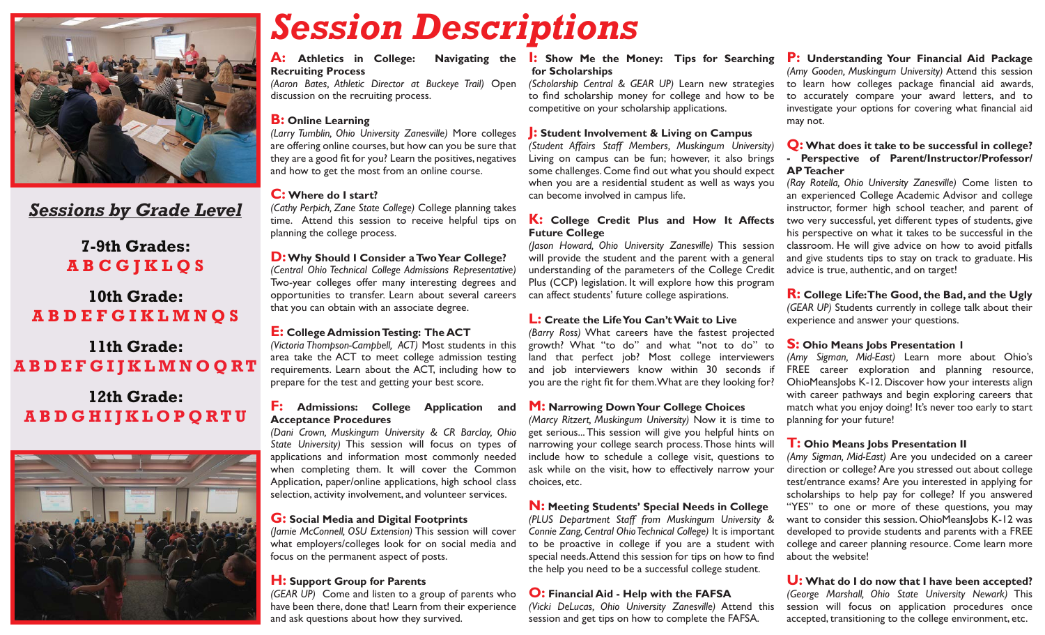# Session Descriptions

## Sessions by Grade Level

**7-9th Grades:**
A B C G J K L Q S

**10th Grade:**
A B D E F G I K L M N Q S

**11th Grade:**
A B D E F G I J K L M N O Q R T

**12th Grade:**
A B D G H I J K L O P Q R T U

**A: Athletics in College: Navigating the Recruiting Process**
*(Aaron Bates, Athletic Director at Buckeye Trail)* Open discussion on the recruiting process.

**B: Online Learning**
*(Larry Tumblin, Ohio University Zanesville)* More colleges are offering online courses, but how can you be sure that they are a good fit for you? Learn the positives, negatives and how to get the most from an online course.

**C: Where do I start?**
*(Cathy Perpich, Zane State College)* College planning takes time. Attend this session to receive helpful tips on planning the college process.

**D: Why Should I Consider a Two Year College?**
*(Central Ohio Technical College Admissions Representative)* Two-year colleges offer many interesting degrees and opportunities to transfer. Learn about several careers that you can obtain with an associate degree.

**E: College Admission Testing: The ACT**
*(Victoria Thompson-Campbell, ACT)* Most students in this area take the ACT to meet college admission testing requirements. Learn about the ACT, including how to prepare for the test and getting your best score.

**F: Admissions: College Application and Acceptance Procedures**
*(Dani Crown, Muskingum University & CR Barclay, Ohio State University)* This session will focus on types of applications and information most commonly needed when completing them. It will cover the Common Application, paper/online applications, high school class selection, activity involvement, and volunteer services.

**G: Social Media and Digital Footprints**
*(Jamie McConnell, OSU Extension)* This session will cover what employers/colleges look for on social media and focus on the permanent aspect of posts.

**H: Support Group for Parents**
*(GEAR UP)* Come and listen to a group of parents who have been there, done that! Learn from their experience and ask questions about how they survived.

**I: Show Me the Money: Tips for Searching for Scholarships**
*(Scholarship Central & GEAR UP)* Learn new strategies to find scholarship money for college and how to be competitive on your scholarship applications.

**J: Student Involvement & Living on Campus**
*(Student Affairs Staff Members, Muskingum University)* Living on campus can be fun; however, it also brings some challenges. Come find out what you should expect when you are a residential student as well as ways you can become involved in campus life.

**K: College Credit Plus and How It Affects Future College**
*(Jason Howard, Ohio University Zanesville)* This session will provide the student and the parent with a general understanding of the parameters of the College Credit Plus (CCP) legislation. It will explore how this program can affect students' future college aspirations.

**L: Create the Life You Can't Wait to Live**
*(Barry Ross)* What careers have the fastest projected growth? What "to do" and what "not to do" to land that perfect job? Most college interviewers and job interviewers know within 30 seconds if you are the right fit for them. What are they looking for?

**M: Narrowing Down Your College Choices**
*(Marcy Ritzert, Muskingum University)* Now it is time to get serious... This session will give you helpful hints on narrowing your college search process. Those hints will include how to schedule a college visit, questions to ask while on the visit, how to effectively narrow your choices, etc.

**N: Meeting Students' Special Needs in College**
*(PLUS Department Staff from Muskingum University & Connie Zang, Central Ohio Technical College)* It is important to be proactive in college if you are a student with special needs. Attend this session for tips on how to find the help you need to be a successful college student.

**O: Financial Aid - Help with the FAFSA**
*(Vicki DeLucas, Ohio University Zanesville)* Attend this session and get tips on how to complete the FAFSA.

**P: Understanding Your Financial Aid Package**
*(Amy Gooden, Muskingum University)* Attend this session to learn how colleges package financial aid awards, to accurately compare your award letters, and to investigate your options for covering what financial aid may not.

**Q: What does it take to be successful in college? - Perspective of Parent/Instructor/Professor/AP Teacher**
*(Ray Rotella, Ohio University Zanesville)* Come listen to an experienced College Academic Advisor and college instructor, former high school teacher, and parent of two very successful, yet different types of students, give his perspective on what it takes to be successful in the classroom. He will give advice on how to avoid pitfalls and give students tips to stay on track to graduate. His advice is true, authentic, and on target!

**R: College Life: The Good, the Bad, and the Ugly**
*(GEAR UP)* Students currently in college talk about their experience and answer your questions.

**S: Ohio Means Jobs Presentation I**
*(Amy Sigman, Mid-East)* Learn more about Ohio's FREE career exploration and planning resource, OhioMeansJobs K-12. Discover how your interests align with career pathways and begin exploring careers that match what you enjoy doing! It's never too early to start planning for your future!

**T: Ohio Means Jobs Presentation II**
*(Amy Sigman, Mid-East)* Are you undecided on a career direction or college? Are you stressed out about college test/entrance exams? Are you interested in applying for scholarships to help pay for college? If you answered "YES" to one or more of these questions, you may want to consider this session. OhioMeansJobs K-12 was developed to provide students and parents with a FREE college and career planning resource. Come learn more about the website!

**U: What do I do now that I have been accepted?**
*(George Marshall, Ohio State University Newark)* This session will focus on application procedures once accepted, transitioning to the college environment, etc.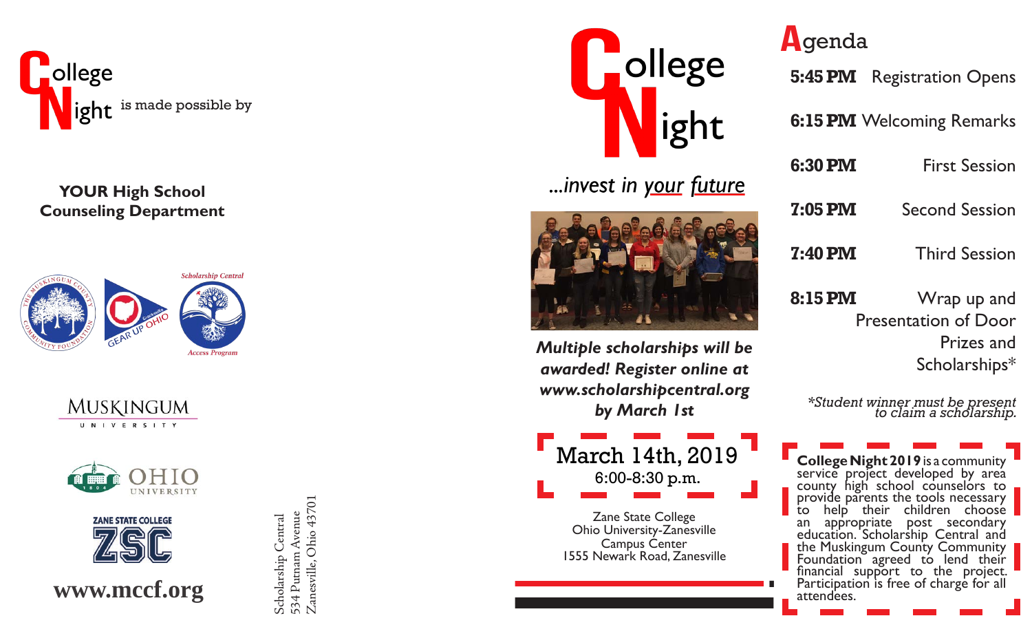# College Night is made possible by

**YOUR High School Counseling Department**

Scholarship Central

Access Program

GEAR UP OHIO

Muskingum University

Ohio University

Zane State College

ZSC

**www.mccf.org**

Scholarship Central
534 Putnam Avenue
Zanesville, Ohio 43701

# College Night

*...invest in your future*

***Multiple scholarships will be awarded! Register online at www.scholarshipcentral.org by March 1st***

**March 14th, 2019**
**6:00-8:30 p.m.**

Zane State College
Ohio University-Zanesville
Campus Center
1555 Newark Road, Zanesville

# Agenda

| | |
|---|---|
| **5:45 PM** | Registration Opens |
| **6:15 PM** | Welcoming Remarks |
| **6:30 PM** | First Session |
| **7:05 PM** | Second Session |
| **7:40 PM** | Third Session |
| **8:15 PM** | Wrap up and Presentation of Door Prizes and Scholarships* |

**Student winner must be present to claim a scholarship.*

**College Night 2019** is a community service project developed by area county high school counselors to provide parents the tools necessary to help their children choose an appropriate post secondary education. Scholarship Central and the Muskingum County Community Foundation agreed to lend their financial support to the project. Participation is free of charge for all attendees.